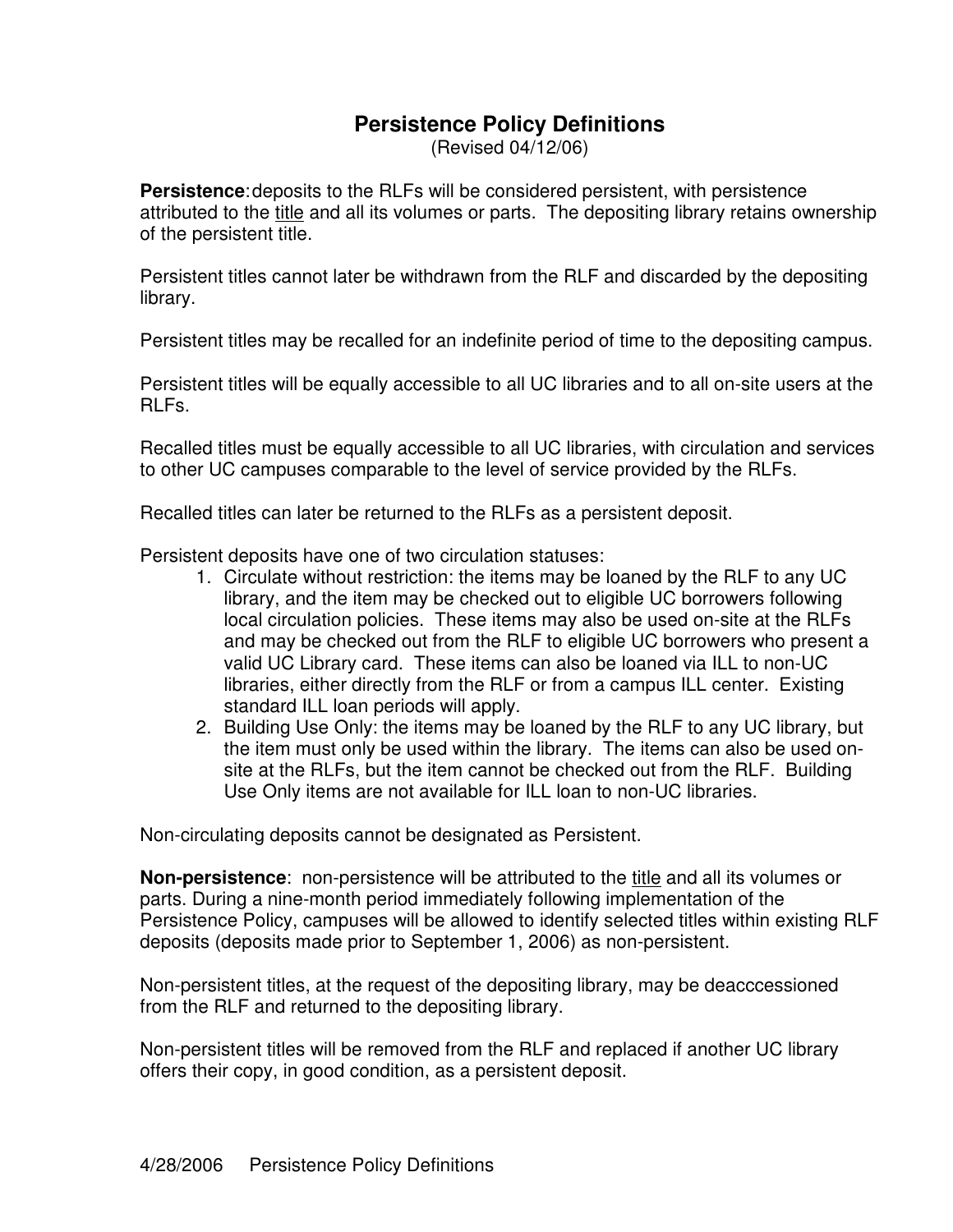# Persistence Policy Definitions

(Revised 04/12/06)

**Persistence**: deposits to the RLFs will be considered persistent, with persistence attributed to the <u>title</u> and all its volumes or parts. The depositing library retains ownership of the persistent title.

Persistent titles cannot later be withdrawn from the RLF and discarded by the depositing library.

Persistent titles may be recalled for an indefinite period of time to the depositing campus.

Persistent titles will be equally accessible to all UC libraries and to all on-site users at the RLFs.

Recalled titles must be equally accessible to all UC libraries, with circulation and services to other UC campuses comparable to the level of service provided by the RLFs.

Recalled titles can later be returned to the RLFs as a persistent deposit.

Persistent deposits have one of two circulation statuses:

1. Circulate without restriction: the items may be loaned by the RLF to any UC library, and the item may be checked out to eligible UC borrowers following local circulation policies. These items may also be used on-site at the RLFs and may be checked out from the RLF to eligible UC borrowers who present a valid UC Library card. These items can also be loaned via ILL to non-UC libraries, either directly from the RLF or from a campus ILL center. Existing standard ILL loan periods will apply.
2. Building Use Only: the items may be loaned by the RLF to any UC library, but the item must only be used within the library. The items can also be used on-site at the RLFs, but the item cannot be checked out from the RLF. Building Use Only items are not available for ILL loan to non-UC libraries.

Non-circulating deposits cannot be designated as Persistent.

**Non-persistence**: non-persistence will be attributed to the <u>title</u> and all its volumes or parts. During a nine-month period immediately following implementation of the Persistence Policy, campuses will be allowed to identify selected titles within existing RLF deposits (deposits made prior to September 1, 2006) as non-persistent.

Non-persistent titles, at the request of the depositing library, may be deacccessioned from the RLF and returned to the depositing library.

Non-persistent titles will be removed from the RLF and replaced if another UC library offers their copy, in good condition, as a persistent deposit.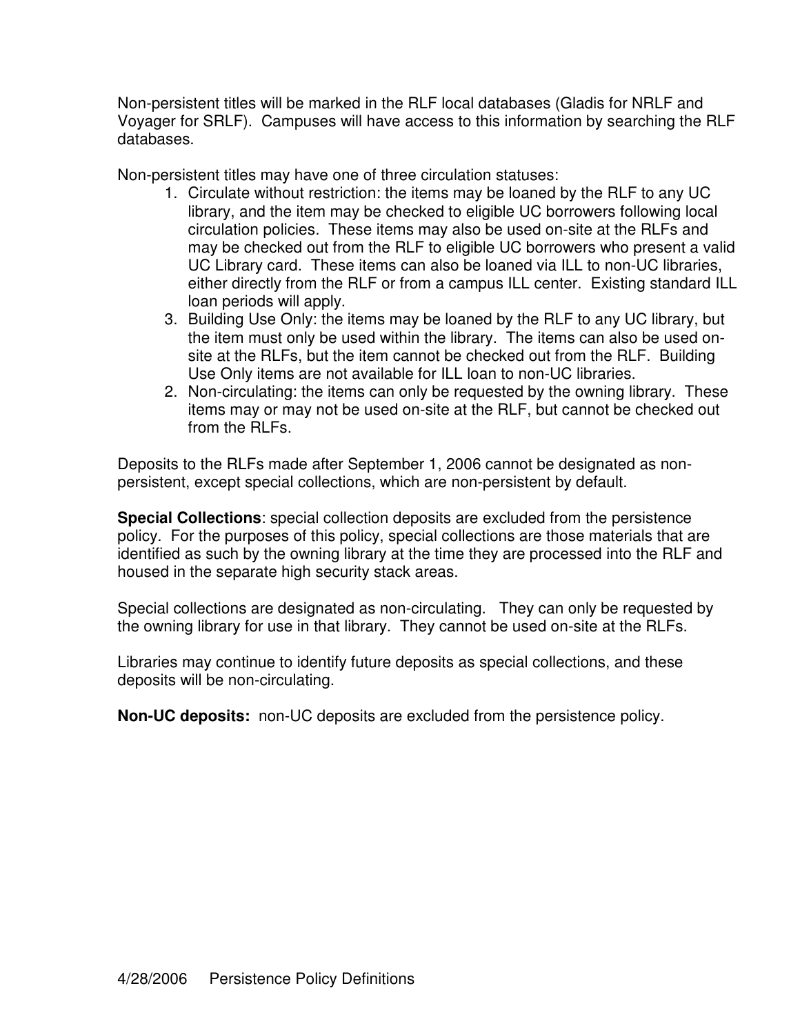Non-persistent titles will be marked in the RLF local databases (Gladis for NRLF and Voyager for SRLF). Campuses will have access to this information by searching the RLF databases.

Non-persistent titles may have one of three circulation statuses:

1. Circulate without restriction: the items may be loaned by the RLF to any UC library, and the item may be checked to eligible UC borrowers following local circulation policies. These items may also be used on-site at the RLFs and may be checked out from the RLF to eligible UC borrowers who present a valid UC Library card. These items can also be loaned via ILL to non-UC libraries, either directly from the RLF or from a campus ILL center. Existing standard ILL loan periods will apply.
3. Building Use Only: the items may be loaned by the RLF to any UC library, but the item must only be used within the library. The items can also be used on-site at the RLFs, but the item cannot be checked out from the RLF. Building Use Only items are not available for ILL loan to non-UC libraries.
2. Non-circulating: the items can only be requested by the owning library. These items may or may not be used on-site at the RLF, but cannot be checked out from the RLFs.

Deposits to the RLFs made after September 1, 2006 cannot be designated as non-persistent, except special collections, which are non-persistent by default.

**Special Collections**: special collection deposits are excluded from the persistence policy. For the purposes of this policy, special collections are those materials that are identified as such by the owning library at the time they are processed into the RLF and housed in the separate high security stack areas.

Special collections are designated as non-circulating. They can only be requested by the owning library for use in that library. They cannot be used on-site at the RLFs.

Libraries may continue to identify future deposits as special collections, and these deposits will be non-circulating.

**Non-UC deposits:** non-UC deposits are excluded from the persistence policy.